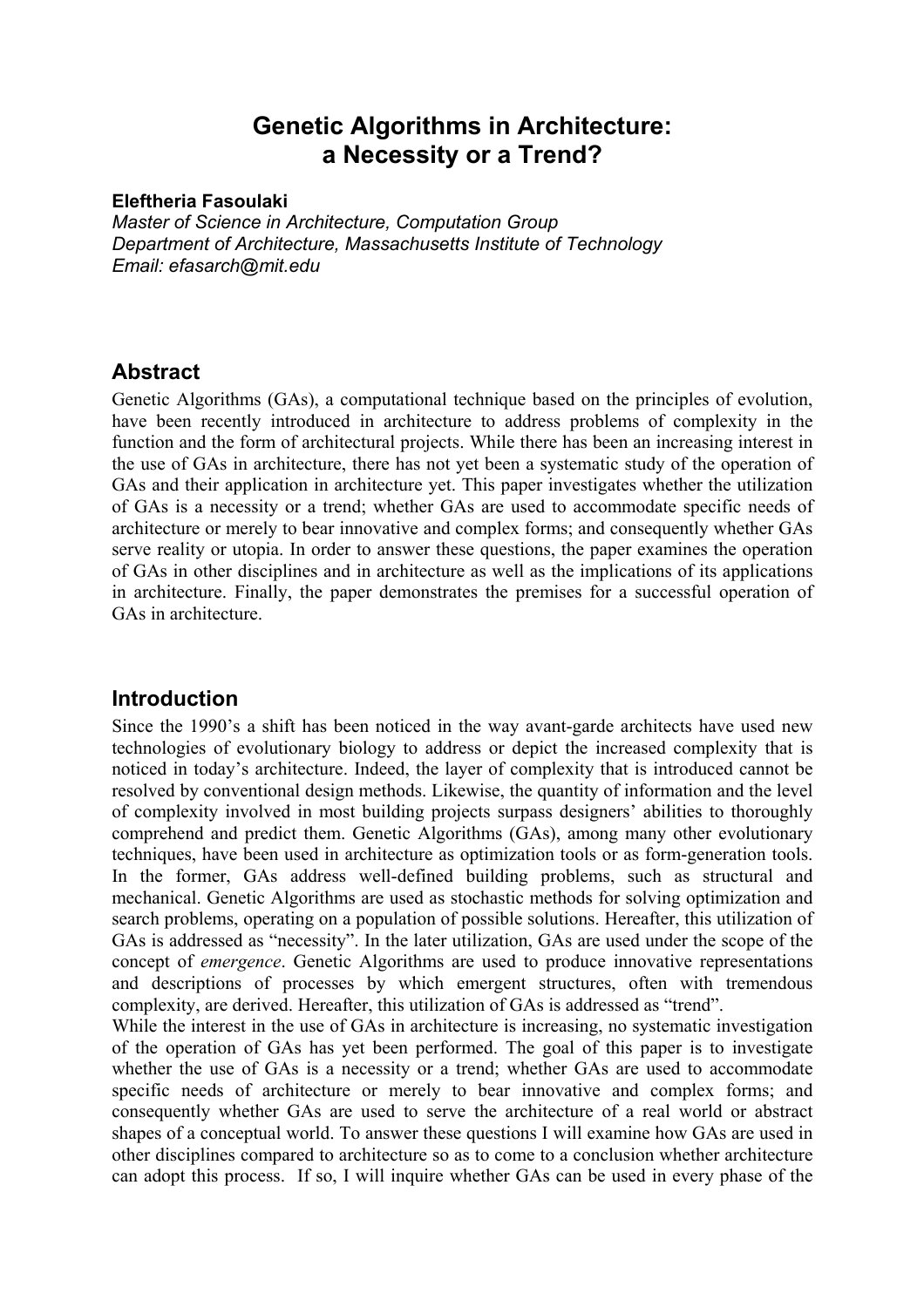# Genetic Algorithms in Architecture: a Necessity or a Trend?

**Eleftheria Fasoulaki**
*Master of Science in Architecture, Computation Group*
*Department of Architecture, Massachusetts Institute of Technology*
*Email: efasarch@mit.edu*

## Abstract

Genetic Algorithms (GAs), a computational technique based on the principles of evolution, have been recently introduced in architecture to address problems of complexity in the function and the form of architectural projects. While there has been an increasing interest in the use of GAs in architecture, there has not yet been a systematic study of the operation of GAs and their application in architecture yet. This paper investigates whether the utilization of GAs is a necessity or a trend; whether GAs are used to accommodate specific needs of architecture or merely to bear innovative and complex forms; and consequently whether GAs serve reality or utopia. In order to answer these questions, the paper examines the operation of GAs in other disciplines and in architecture as well as the implications of its applications in architecture. Finally, the paper demonstrates the premises for a successful operation of GAs in architecture.

## Introduction

Since the 1990's a shift has been noticed in the way avant-garde architects have used new technologies of evolutionary biology to address or depict the increased complexity that is noticed in today's architecture. Indeed, the layer of complexity that is introduced cannot be resolved by conventional design methods. Likewise, the quantity of information and the level of complexity involved in most building projects surpass designers' abilities to thoroughly comprehend and predict them. Genetic Algorithms (GAs), among many other evolutionary techniques, have been used in architecture as optimization tools or as form-generation tools. In the former, GAs address well-defined building problems, such as structural and mechanical. Genetic Algorithms are used as stochastic methods for solving optimization and search problems, operating on a population of possible solutions. Hereafter, this utilization of GAs is addressed as "necessity". In the later utilization, GAs are used under the scope of the concept of *emergence*. Genetic Algorithms are used to produce innovative representations and descriptions of processes by which emergent structures, often with tremendous complexity, are derived. Hereafter, this utilization of GAs is addressed as "trend".

While the interest in the use of GAs in architecture is increasing, no systematic investigation of the operation of GAs has yet been performed. The goal of this paper is to investigate whether the use of GAs is a necessity or a trend; whether GAs are used to accommodate specific needs of architecture or merely to bear innovative and complex forms; and consequently whether GAs are used to serve the architecture of a real world or abstract shapes of a conceptual world. To answer these questions I will examine how GAs are used in other disciplines compared to architecture so as to come to a conclusion whether architecture can adopt this process. If so, I will inquire whether GAs can be used in every phase of the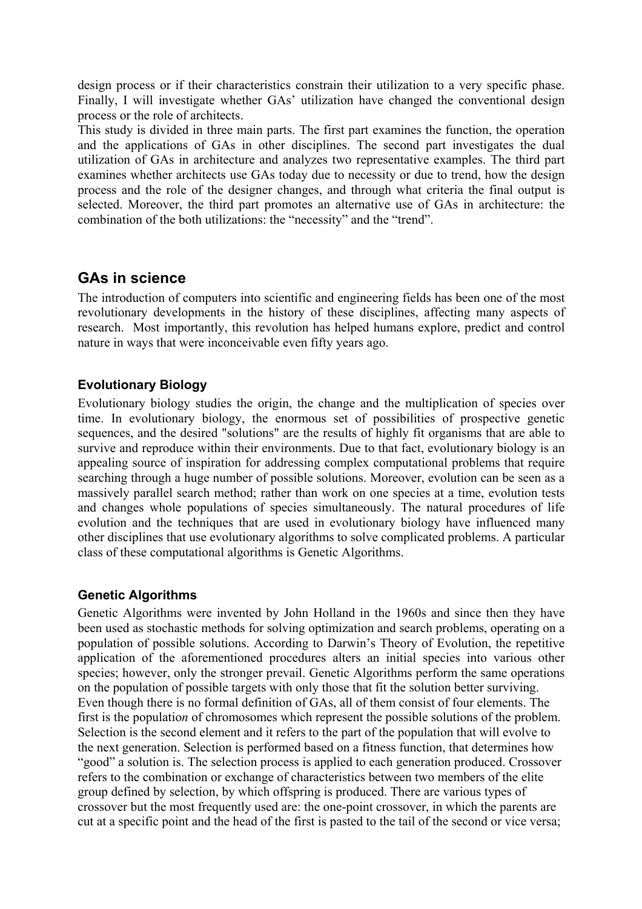design process or if their characteristics constrain their utilization to a very specific phase. Finally, I will investigate whether GAs' utilization have changed the conventional design process or the role of architects.

This study is divided in three main parts. The first part examines the function, the operation and the applications of GAs in other disciplines. The second part investigates the dual utilization of GAs in architecture and analyzes two representative examples. The third part examines whether architects use GAs today due to necessity or due to trend, how the design process and the role of the designer changes, and through what criteria the final output is selected. Moreover, the third part promotes an alternative use of GAs in architecture: the combination of the both utilizations: the "necessity" and the "trend".

## GAs in science

The introduction of computers into scientific and engineering fields has been one of the most revolutionary developments in the history of these disciplines, affecting many aspects of research. Most importantly, this revolution has helped humans explore, predict and control nature in ways that were inconceivable even fifty years ago.

### Evolutionary Biology

Evolutionary biology studies the origin, the change and the multiplication of species over time. In evolutionary biology, the enormous set of possibilities of prospective genetic sequences, and the desired "solutions" are the results of highly fit organisms that are able to survive and reproduce within their environments. Due to that fact, evolutionary biology is an appealing source of inspiration for addressing complex computational problems that require searching through a huge number of possible solutions. Moreover, evolution can be seen as a massively parallel search method; rather than work on one species at a time, evolution tests and changes whole populations of species simultaneously. The natural procedures of life evolution and the techniques that are used in evolutionary biology have influenced many other disciplines that use evolutionary algorithms to solve complicated problems. A particular class of these computational algorithms is Genetic Algorithms.

### Genetic Algorithms

Genetic Algorithms were invented by John Holland in the 1960s and since then they have been used as stochastic methods for solving optimization and search problems, operating on a population of possible solutions. According to Darwin's Theory of Evolution, the repetitive application of the aforementioned procedures alters an initial species into various other species; however, only the stronger prevail. Genetic Algorithms perform the same operations on the population of possible targets with only those that fit the solution better surviving.

Even though there is no formal definition of GAs, all of them consist of four elements. The first is the populatio*n* of chromosomes which represent the possible solutions of the problem. Selection is the second element and it refers to the part of the population that will evolve to the next generation. Selection is performed based on a fitness function, that determines how "good" a solution is. The selection process is applied to each generation produced. Crossover refers to the combination or exchange of characteristics between two members of the elite group defined by selection, by which offspring is produced. There are various types of crossover but the most frequently used are: the one-point crossover, in which the parents are cut at a specific point and the head of the first is pasted to the tail of the second or vice versa;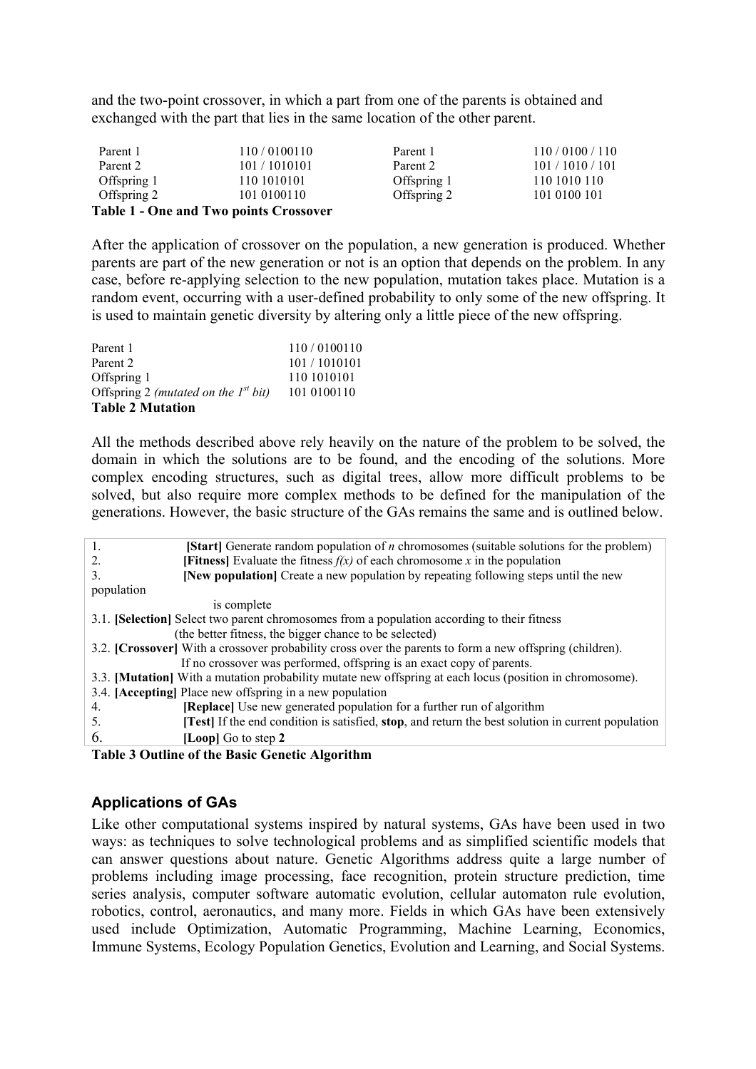and the two-point crossover, in which a part from one of the parents is obtained and exchanged with the part that lies in the same location of the other parent.

| | | | |
|---|---|---|---|
| Parent 1 | 110 / 0100110 | Parent 1 | 110 / 0100 / 110 |
| Parent 2 | 101 / 1010101 | Parent 2 | 101 / 1010 / 101 |
| Offspring 1 | 110 1010101 | Offspring 1 | 110 1010 110 |
| Offspring 2 | 101 0100110 | Offspring 2 | 101 0100 101 |

**Table 1 - One and Two points Crossover**

After the application of crossover on the population, a new generation is produced. Whether parents are part of the new generation or not is an option that depends on the problem. In any case, before re-applying selection to the new population, mutation takes place. Mutation is a random event, occurring with a user-defined probability to only some of the new offspring. It is used to maintain genetic diversity by altering only a little piece of the new offspring.

| | |
|---|---|
| Parent 1 | 110 / 0100110 |
| Parent 2 | 101 / 1010101 |
| Offspring 1 | 110 1010101 |
| Offspring 2 *(mutated on the 1st bit)* | 101 0100110 |

**Table 2 Mutation**

All the methods described above rely heavily on the nature of the problem to be solved, the domain in which the solutions are to be found, and the encoding of the solutions. More complex encoding structures, such as digital trees, allow more difficult problems to be solved, but also require more complex methods to be defined for the manipulation of the generations. However, the basic structure of the GAs remains the same and is outlined below.

1. **[Start]** Generate random population of *n* chromosomes (suitable solutions for the problem)
2. **[Fitness]** Evaluate the fitness *f(x)* of each chromosome *x* in the population
3. **[New population]** Create a new population by repeating following steps until the new population is complete
   - 3.1. **[Selection]** Select two parent chromosomes from a population according to their fitness (the better fitness, the bigger chance to be selected)
   - 3.2. **[Crossover]** With a crossover probability cross over the parents to form a new offspring (children). If no crossover was performed, offspring is an exact copy of parents.
   - 3.3. **[Mutation]** With a mutation probability mutate new offspring at each locus (position in chromosome).
   - 3.4. **[Accepting]** Place new offspring in a new population
4. **[Replace]** Use new generated population for a further run of algorithm
5. **[Test]** If the end condition is satisfied, **stop**, and return the best solution in current population
6. **[Loop]** Go to step **2**

**Table 3 Outline of the Basic Genetic Algorithm**

### Applications of GAs

Like other computational systems inspired by natural systems, GAs have been used in two ways: as techniques to solve technological problems and as simplified scientific models that can answer questions about nature. Genetic Algorithms address quite a large number of problems including image processing, face recognition, protein structure prediction, time series analysis, computer software automatic evolution, cellular automaton rule evolution, robotics, control, aeronautics, and many more. Fields in which GAs have been extensively used include Optimization, Automatic Programming, Machine Learning, Economics, Immune Systems, Ecology Population Genetics, Evolution and Learning, and Social Systems.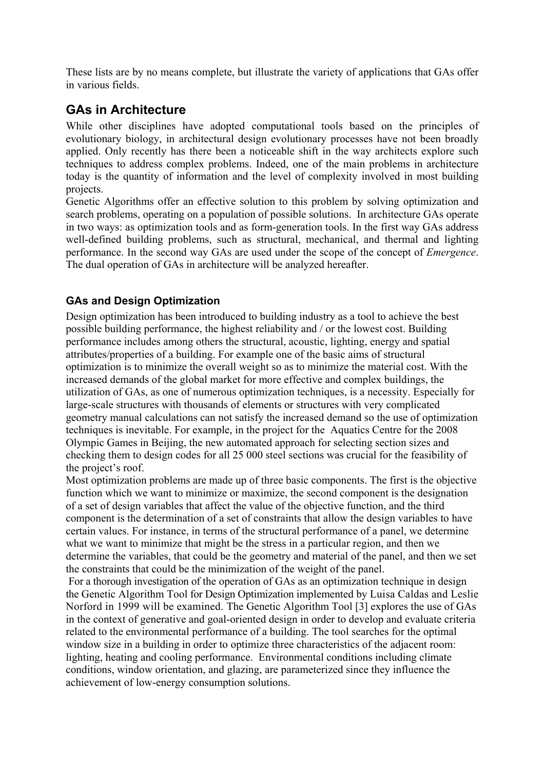These lists are by no means complete, but illustrate the variety of applications that GAs offer in various fields.

## GAs in Architecture

While other disciplines have adopted computational tools based on the principles of evolutionary biology, in architectural design evolutionary processes have not been broadly applied. Only recently has there been a noticeable shift in the way architects explore such techniques to address complex problems. Indeed, one of the main problems in architecture today is the quantity of information and the level of complexity involved in most building projects.

Genetic Algorithms offer an effective solution to this problem by solving optimization and search problems, operating on a population of possible solutions. In architecture GAs operate in two ways: as optimization tools and as form-generation tools. In the first way GAs address well-defined building problems, such as structural, mechanical, and thermal and lighting performance. In the second way GAs are used under the scope of the concept of *Emergence*. The dual operation of GAs in architecture will be analyzed hereafter.

### GAs and Design Optimization

Design optimization has been introduced to building industry as a tool to achieve the best possible building performance, the highest reliability and / or the lowest cost. Building performance includes among others the structural, acoustic, lighting, energy and spatial attributes/properties of a building. For example one of the basic aims of structural optimization is to minimize the overall weight so as to minimize the material cost. With the increased demands of the global market for more effective and complex buildings, the utilization of GAs, as one of numerous optimization techniques, is a necessity. Especially for large-scale structures with thousands of elements or structures with very complicated geometry manual calculations can not satisfy the increased demand so the use of optimization techniques is inevitable. For example, in the project for the Aquatics Centre for the 2008 Olympic Games in Beijing, the new automated approach for selecting section sizes and checking them to design codes for all 25 000 steel sections was crucial for the feasibility of the project's roof.

Most optimization problems are made up of three basic components. The first is the objective function which we want to minimize or maximize, the second component is the designation of a set of design variables that affect the value of the objective function, and the third component is the determination of a set of constraints that allow the design variables to have certain values. For instance, in terms of the structural performance of a panel, we determine what we want to minimize that might be the stress in a particular region, and then we determine the variables, that could be the geometry and material of the panel, and then we set the constraints that could be the minimization of the weight of the panel.

For a thorough investigation of the operation of GAs as an optimization technique in design the Genetic Algorithm Tool for Design Optimization implemented by Luisa Caldas and Leslie Norford in 1999 will be examined. The Genetic Algorithm Tool [3] explores the use of GAs in the context of generative and goal-oriented design in order to develop and evaluate criteria related to the environmental performance of a building. The tool searches for the optimal window size in a building in order to optimize three characteristics of the adjacent room: lighting, heating and cooling performance. Environmental conditions including climate conditions, window orientation, and glazing, are parameterized since they influence the achievement of low-energy consumption solutions.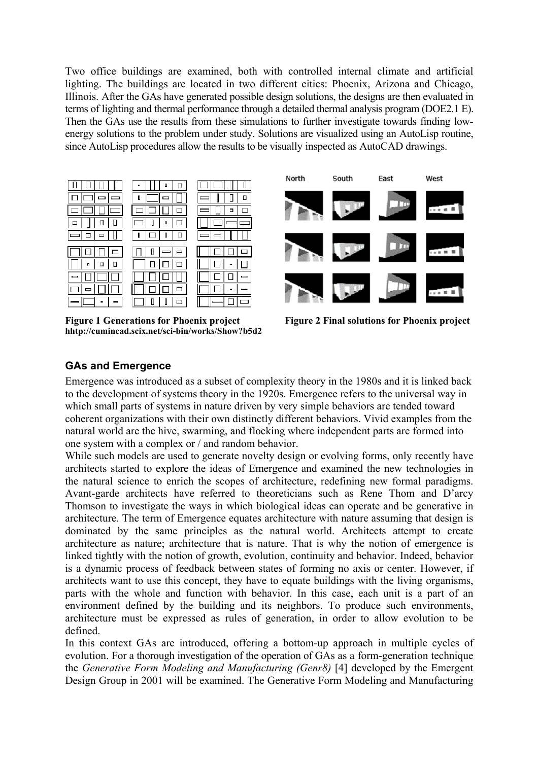Two office buildings are examined, both with controlled internal climate and artificial lighting. The buildings are located in two different cities: Phoenix, Arizona and Chicago, Illinois. After the GAs have generated possible design solutions, the designs are then evaluated in terms of lighting and thermal performance through a detailed thermal analysis program (DOE2.1 E). Then the GAs use the results from these simulations to further investigate towards finding low-energy solutions to the problem under study. Solutions are visualized using an AutoLisp routine, since AutoLisp procedures allow the results to be visually inspected as AutoCAD drawings.

**Figure 1 Generations for Phoenix project**
**hhttp://cumincad.scix.net/sci-bin/works/Show?b5d2**

**Figure 2 Final solutions for Phoenix project**

## GAs and Emergence

Emergence was introduced as a subset of complexity theory in the 1980s and it is linked back to the development of systems theory in the 1920s. Emergence refers to the universal way in which small parts of systems in nature driven by very simple behaviors are tended toward coherent organizations with their own distinctly different behaviors. Vivid examples from the natural world are the hive, swarming, and flocking where independent parts are formed into one system with a complex or / and random behavior.

While such models are used to generate novelty design or evolving forms, only recently have architects started to explore the ideas of Emergence and examined the new technologies in the natural science to enrich the scopes of architecture, redefining new formal paradigms. Avant-garde architects have referred to theoreticians such as Rene Thom and D'arcy Thomson to investigate the ways in which biological ideas can operate and be generative in architecture. The term of Emergence equates architecture with nature assuming that design is dominated by the same principles as the natural world. Architects attempt to create architecture as nature; architecture that is nature. That is why the notion of emergence is linked tightly with the notion of growth, evolution, continuity and behavior. Indeed, behavior is a dynamic process of feedback between states of forming no axis or center. However, if architects want to use this concept, they have to equate buildings with the living organisms, parts with the whole and function with behavior. In this case, each unit is a part of an environment defined by the building and its neighbors. To produce such environments, architecture must be expressed as rules of generation, in order to allow evolution to be defined.

In this context GAs are introduced, offering a bottom-up approach in multiple cycles of evolution. For a thorough investigation of the operation of GAs as a form-generation technique the *Generative Form Modeling and Manufacturing (Genr8)* [4] developed by the Emergent Design Group in 2001 will be examined. The Generative Form Modeling and Manufacturing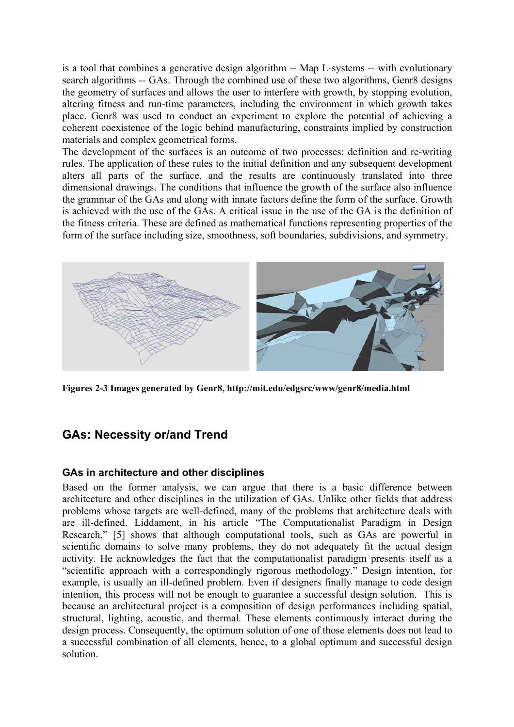is a tool that combines a generative design algorithm -- Map L-systems -- with evolutionary search algorithms -- GAs. Through the combined use of these two algorithms, Genr8 designs the geometry of surfaces and allows the user to interfere with growth, by stopping evolution, altering fitness and run-time parameters, including the environment in which growth takes place. Genr8 was used to conduct an experiment to explore the potential of achieving a coherent coexistence of the logic behind manufacturing, constraints implied by construction materials and complex geometrical forms.

The development of the surfaces is an outcome of two processes: definition and re-writing rules. The application of these rules to the initial definition and any subsequent development alters all parts of the surface, and the results are continuously translated into three dimensional drawings. The conditions that influence the growth of the surface also influence the grammar of the GAs and along with innate factors define the form of the surface. Growth is achieved with the use of the GAs. A critical issue in the use of the GA is the definition of the fitness criteria. These are defined as mathematical functions representing properties of the form of the surface including size, smoothness, soft boundaries, subdivisions, and symmetry.

**Figures 2-3 Images generated by Genr8, http://mit.edu/edgsrc/www/genr8/media.html**

## GAs: Necessity or/and Trend

### GAs in architecture and other disciplines

Based on the former analysis, we can argue that there is a basic difference between architecture and other disciplines in the utilization of GAs. Unlike other fields that address problems whose targets are well-defined, many of the problems that architecture deals with are ill-defined. Liddament, in his article "The Computationalist Paradigm in Design Research," [5] shows that although computational tools, such as GAs are powerful in scientific domains to solve many problems, they do not adequately fit the actual design activity. He acknowledges the fact that the computationalist paradigm presents itself as a "scientific approach with a correspondingly rigorous methodology." Design intention, for example, is usually an ill-defined problem. Even if designers finally manage to code design intention, this process will not be enough to guarantee a successful design solution. This is because an architectural project is a composition of design performances including spatial, structural, lighting, acoustic, and thermal. These elements continuously interact during the design process. Consequently, the optimum solution of one of those elements does not lead to a successful combination of all elements, hence, to a global optimum and successful design solution.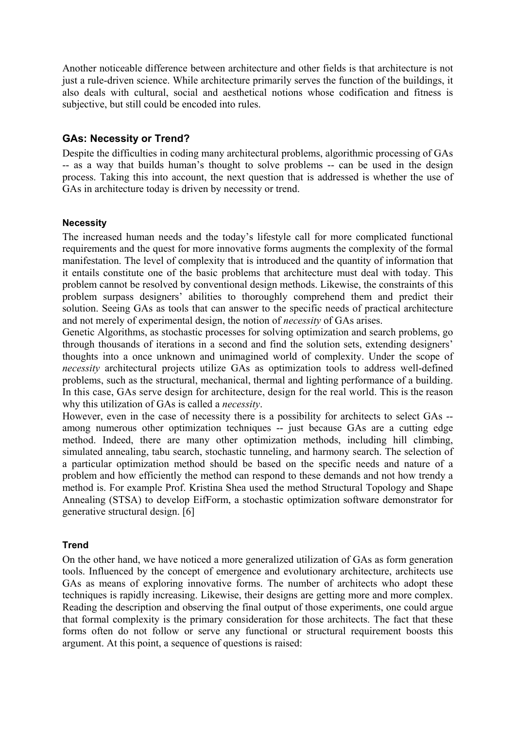Another noticeable difference between architecture and other fields is that architecture is not just a rule-driven science. While architecture primarily serves the function of the buildings, it also deals with cultural, social and aesthetical notions whose codification and fitness is subjective, but still could be encoded into rules.

## GAs: Necessity or Trend?

Despite the difficulties in coding many architectural problems, algorithmic processing of GAs -- as a way that builds human's thought to solve problems -- can be used in the design process. Taking this into account, the next question that is addressed is whether the use of GAs in architecture today is driven by necessity or trend.

### Necessity

The increased human needs and the today's lifestyle call for more complicated functional requirements and the quest for more innovative forms augments the complexity of the formal manifestation. The level of complexity that is introduced and the quantity of information that it entails constitute one of the basic problems that architecture must deal with today. This problem cannot be resolved by conventional design methods. Likewise, the constraints of this problem surpass designers' abilities to thoroughly comprehend them and predict their solution. Seeing GAs as tools that can answer to the specific needs of practical architecture and not merely of experimental design, the notion of *necessity* of GAs arises.

Genetic Algorithms, as stochastic processes for solving optimization and search problems, go through thousands of iterations in a second and find the solution sets, extending designers' thoughts into a once unknown and unimagined world of complexity. Under the scope of *necessity* architectural projects utilize GAs as optimization tools to address well-defined problems, such as the structural, mechanical, thermal and lighting performance of a building. In this case, GAs serve design for architecture, design for the real world. This is the reason why this utilization of GAs is called a *necessity*.

However, even in the case of necessity there is a possibility for architects to select GAs -- among numerous other optimization techniques -- just because GAs are a cutting edge method. Indeed, there are many other optimization methods, including hill climbing, simulated annealing, tabu search, stochastic tunneling, and harmony search. The selection of a particular optimization method should be based on the specific needs and nature of a problem and how efficiently the method can respond to these demands and not how trendy a method is. For example Prof. Kristina Shea used the method Structural Topology and Shape Annealing (STSA) to develop EifForm, a stochastic optimization software demonstrator for generative structural design. [6]

### Trend

On the other hand, we have noticed a more generalized utilization of GAs as form generation tools. Influenced by the concept of emergence and evolutionary architecture, architects use GAs as means of exploring innovative forms. The number of architects who adopt these techniques is rapidly increasing. Likewise, their designs are getting more and more complex. Reading the description and observing the final output of those experiments, one could argue that formal complexity is the primary consideration for those architects. The fact that these forms often do not follow or serve any functional or structural requirement boosts this argument. At this point, a sequence of questions is raised: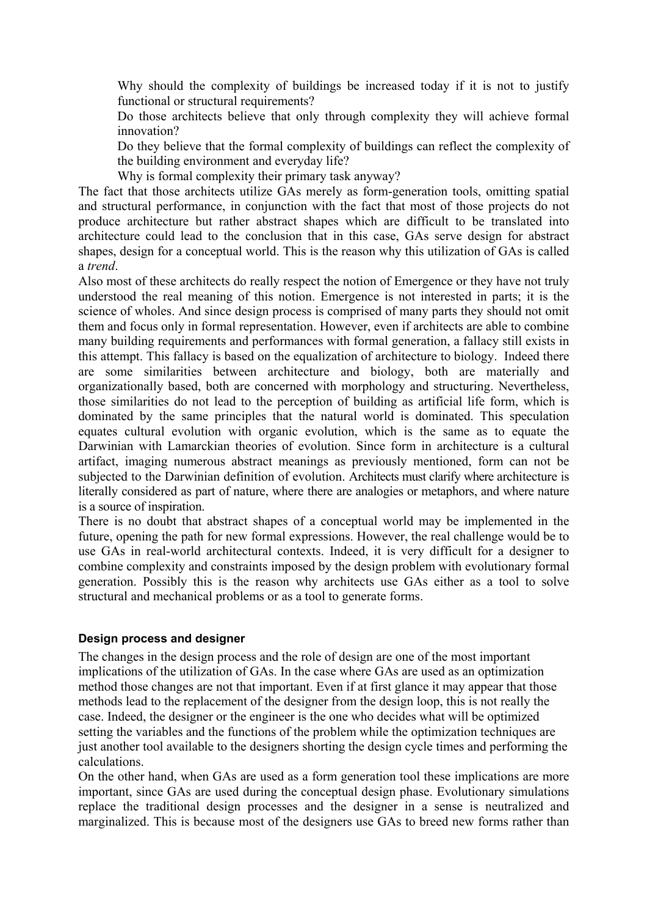Why should the complexity of buildings be increased today if it is not to justify functional or structural requirements?

Do those architects believe that only through complexity they will achieve formal innovation?

Do they believe that the formal complexity of buildings can reflect the complexity of the building environment and everyday life?

Why is formal complexity their primary task anyway?

The fact that those architects utilize GAs merely as form-generation tools, omitting spatial and structural performance, in conjunction with the fact that most of those projects do not produce architecture but rather abstract shapes which are difficult to be translated into architecture could lead to the conclusion that in this case, GAs serve design for abstract shapes, design for a conceptual world. This is the reason why this utilization of GAs is called a *trend*.

Also most of these architects do really respect the notion of Emergence or they have not truly understood the real meaning of this notion. Emergence is not interested in parts; it is the science of wholes. And since design process is comprised of many parts they should not omit them and focus only in formal representation. However, even if architects are able to combine many building requirements and performances with formal generation, a fallacy still exists in this attempt. This fallacy is based on the equalization of architecture to biology. Indeed there are some similarities between architecture and biology, both are materially and organizationally based, both are concerned with morphology and structuring. Nevertheless, those similarities do not lead to the perception of building as artificial life form, which is dominated by the same principles that the natural world is dominated. This speculation equates cultural evolution with organic evolution, which is the same as to equate the Darwinian with Lamarckian theories of evolution. Since form in architecture is a cultural artifact, imaging numerous abstract meanings as previously mentioned, form can not be subjected to the Darwinian definition of evolution. Architects must clarify where architecture is literally considered as part of nature, where there are analogies or metaphors, and where nature is a source of inspiration.

There is no doubt that abstract shapes of a conceptual world may be implemented in the future, opening the path for new formal expressions. However, the real challenge would be to use GAs in real-world architectural contexts. Indeed, it is very difficult for a designer to combine complexity and constraints imposed by the design problem with evolutionary formal generation. Possibly this is the reason why architects use GAs either as a tool to solve structural and mechanical problems or as a tool to generate forms.

#### Design process and designer

The changes in the design process and the role of design are one of the most important implications of the utilization of GAs. In the case where GAs are used as an optimization method those changes are not that important. Even if at first glance it may appear that those methods lead to the replacement of the designer from the design loop, this is not really the case. Indeed, the designer or the engineer is the one who decides what will be optimized setting the variables and the functions of the problem while the optimization techniques are just another tool available to the designers shorting the design cycle times and performing the calculations.

On the other hand, when GAs are used as a form generation tool these implications are more important, since GAs are used during the conceptual design phase. Evolutionary simulations replace the traditional design processes and the designer in a sense is neutralized and marginalized. This is because most of the designers use GAs to breed new forms rather than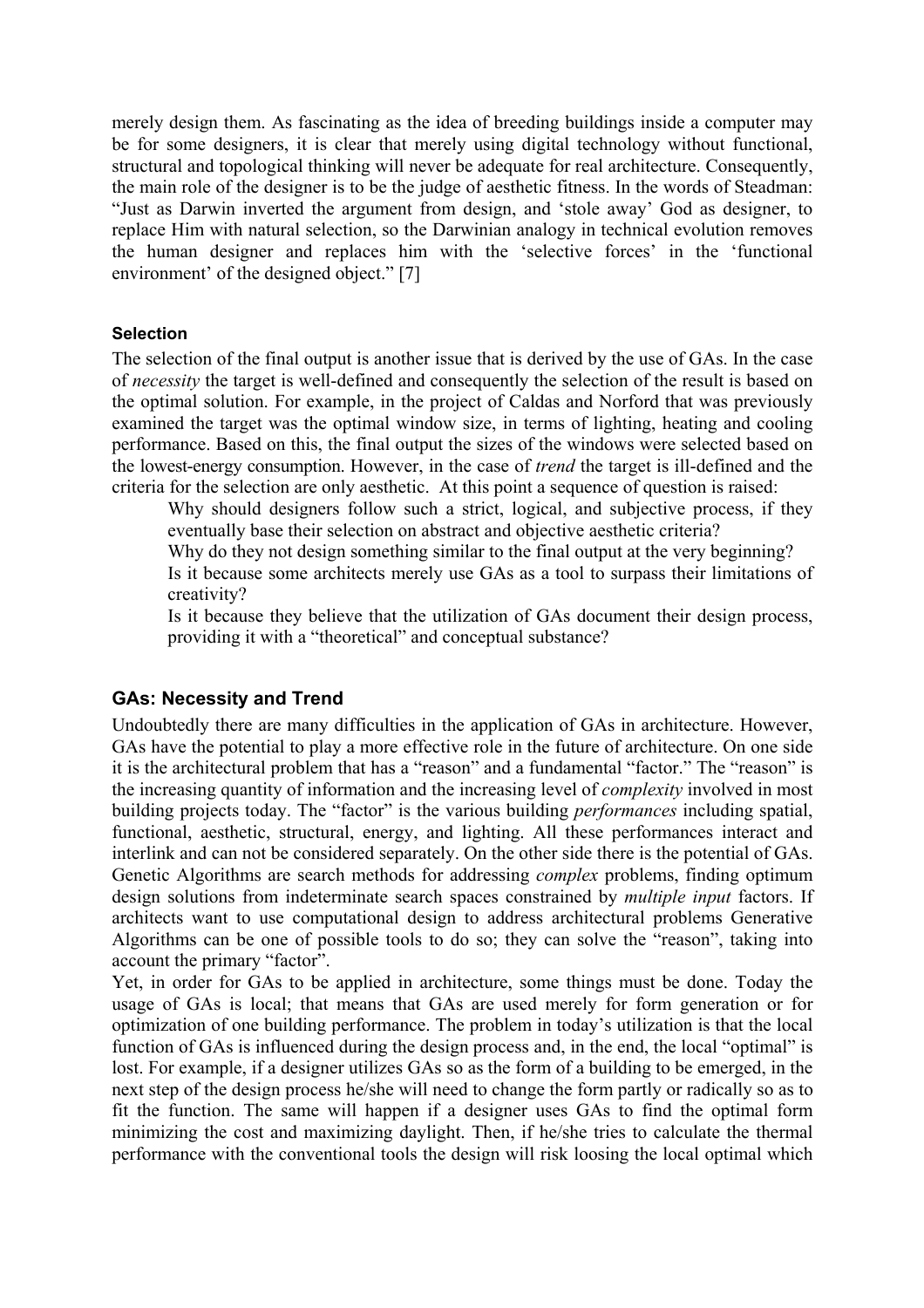merely design them. As fascinating as the idea of breeding buildings inside a computer may be for some designers, it is clear that merely using digital technology without functional, structural and topological thinking will never be adequate for real architecture. Consequently, the main role of the designer is to be the judge of aesthetic fitness. In the words of Steadman: "Just as Darwin inverted the argument from design, and 'stole away' God as designer, to replace Him with natural selection, so the Darwinian analogy in technical evolution removes the human designer and replaces him with the 'selective forces' in the 'functional environment' of the designed object." [7]

#### Selection

The selection of the final output is another issue that is derived by the use of GAs. In the case of *necessity* the target is well-defined and consequently the selection of the result is based on the optimal solution. For example, in the project of Caldas and Norford that was previously examined the target was the optimal window size, in terms of lighting, heating and cooling performance. Based on this, the final output the sizes of the windows were selected based on the lowest-energy consumption. However, in the case of *trend* the target is ill-defined and the criteria for the selection are only aesthetic. At this point a sequence of question is raised:

> Why should designers follow such a strict, logical, and subjective process, if they eventually base their selection on abstract and objective aesthetic criteria?
>
> Why do they not design something similar to the final output at the very beginning?
>
> Is it because some architects merely use GAs as a tool to surpass their limitations of creativity?
>
> Is it because they believe that the utilization of GAs document their design process, providing it with a "theoretical" and conceptual substance?

### GAs: Necessity and Trend

Undoubtedly there are many difficulties in the application of GAs in architecture. However, GAs have the potential to play a more effective role in the future of architecture. On one side it is the architectural problem that has a "reason" and a fundamental "factor." The "reason" is the increasing quantity of information and the increasing level of *complexity* involved in most building projects today. The "factor" is the various building *performances* including spatial, functional, aesthetic, structural, energy, and lighting. All these performances interact and interlink and can not be considered separately. On the other side there is the potential of GAs. Genetic Algorithms are search methods for addressing *complex* problems, finding optimum design solutions from indeterminate search spaces constrained by *multiple input* factors. If architects want to use computational design to address architectural problems Generative Algorithms can be one of possible tools to do so; they can solve the "reason", taking into account the primary "factor".

Yet, in order for GAs to be applied in architecture, some things must be done. Today the usage of GAs is local; that means that GAs are used merely for form generation or for optimization of one building performance. The problem in today's utilization is that the local function of GAs is influenced during the design process and, in the end, the local "optimal" is lost. For example, if a designer utilizes GAs so as the form of a building to be emerged, in the next step of the design process he/she will need to change the form partly or radically so as to fit the function. The same will happen if a designer uses GAs to find the optimal form minimizing the cost and maximizing daylight. Then, if he/she tries to calculate the thermal performance with the conventional tools the design will risk loosing the local optimal which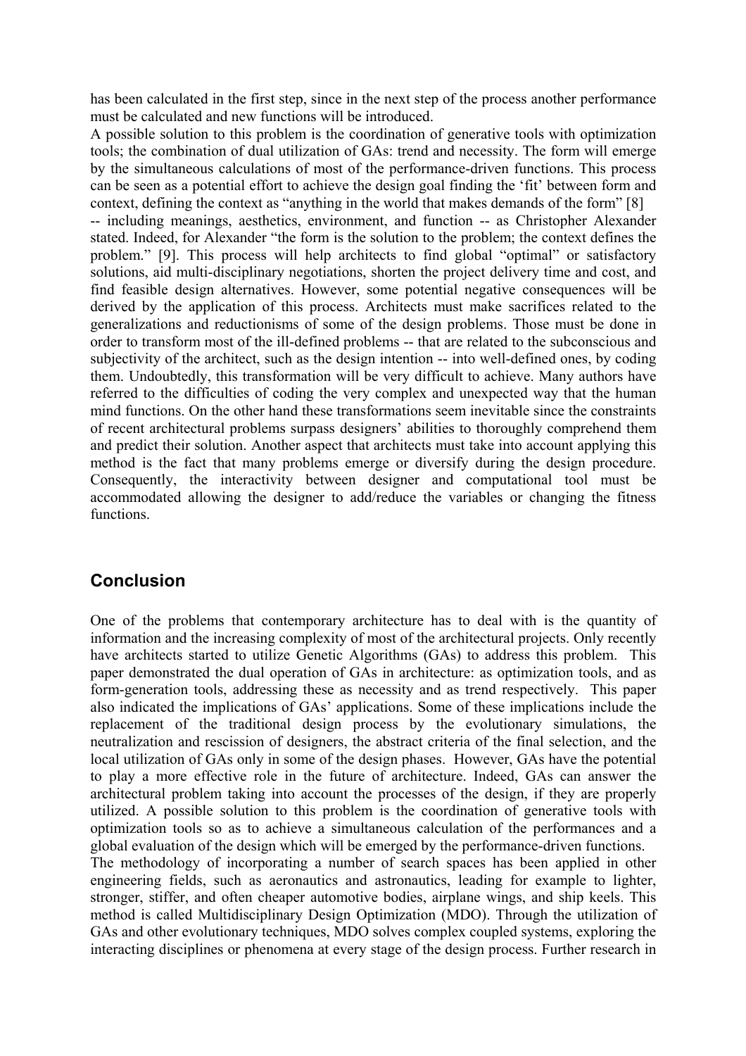has been calculated in the first step, since in the next step of the process another performance must be calculated and new functions will be introduced.

A possible solution to this problem is the coordination of generative tools with optimization tools; the combination of dual utilization of GAs: trend and necessity. The form will emerge by the simultaneous calculations of most of the performance-driven functions. This process can be seen as a potential effort to achieve the design goal finding the 'fit' between form and context, defining the context as "anything in the world that makes demands of the form" [8] -- including meanings, aesthetics, environment, and function -- as Christopher Alexander stated. Indeed, for Alexander "the form is the solution to the problem; the context defines the problem." [9]. This process will help architects to find global "optimal" or satisfactory solutions, aid multi-disciplinary negotiations, shorten the project delivery time and cost, and find feasible design alternatives. However, some potential negative consequences will be derived by the application of this process. Architects must make sacrifices related to the generalizations and reductionisms of some of the design problems. Those must be done in order to transform most of the ill-defined problems -- that are related to the subconscious and subjectivity of the architect, such as the design intention -- into well-defined ones, by coding them. Undoubtedly, this transformation will be very difficult to achieve. Many authors have referred to the difficulties of coding the very complex and unexpected way that the human mind functions. On the other hand these transformations seem inevitable since the constraints of recent architectural problems surpass designers' abilities to thoroughly comprehend them and predict their solution. Another aspect that architects must take into account applying this method is the fact that many problems emerge or diversify during the design procedure. Consequently, the interactivity between designer and computational tool must be accommodated allowing the designer to add/reduce the variables or changing the fitness functions.

## Conclusion

One of the problems that contemporary architecture has to deal with is the quantity of information and the increasing complexity of most of the architectural projects. Only recently have architects started to utilize Genetic Algorithms (GAs) to address this problem. This paper demonstrated the dual operation of GAs in architecture: as optimization tools, and as form-generation tools, addressing these as necessity and as trend respectively. This paper also indicated the implications of GAs' applications. Some of these implications include the replacement of the traditional design process by the evolutionary simulations, the neutralization and rescission of designers, the abstract criteria of the final selection, and the local utilization of GAs only in some of the design phases. However, GAs have the potential to play a more effective role in the future of architecture. Indeed, GAs can answer the architectural problem taking into account the processes of the design, if they are properly utilized. A possible solution to this problem is the coordination of generative tools with optimization tools so as to achieve a simultaneous calculation of the performances and a global evaluation of the design which will be emerged by the performance-driven functions.

The methodology of incorporating a number of search spaces has been applied in other engineering fields, such as aeronautics and astronautics, leading for example to lighter, stronger, stiffer, and often cheaper automotive bodies, airplane wings, and ship keels. This method is called Multidisciplinary Design Optimization (MDO). Through the utilization of GAs and other evolutionary techniques, MDO solves complex coupled systems, exploring the interacting disciplines or phenomena at every stage of the design process. Further research in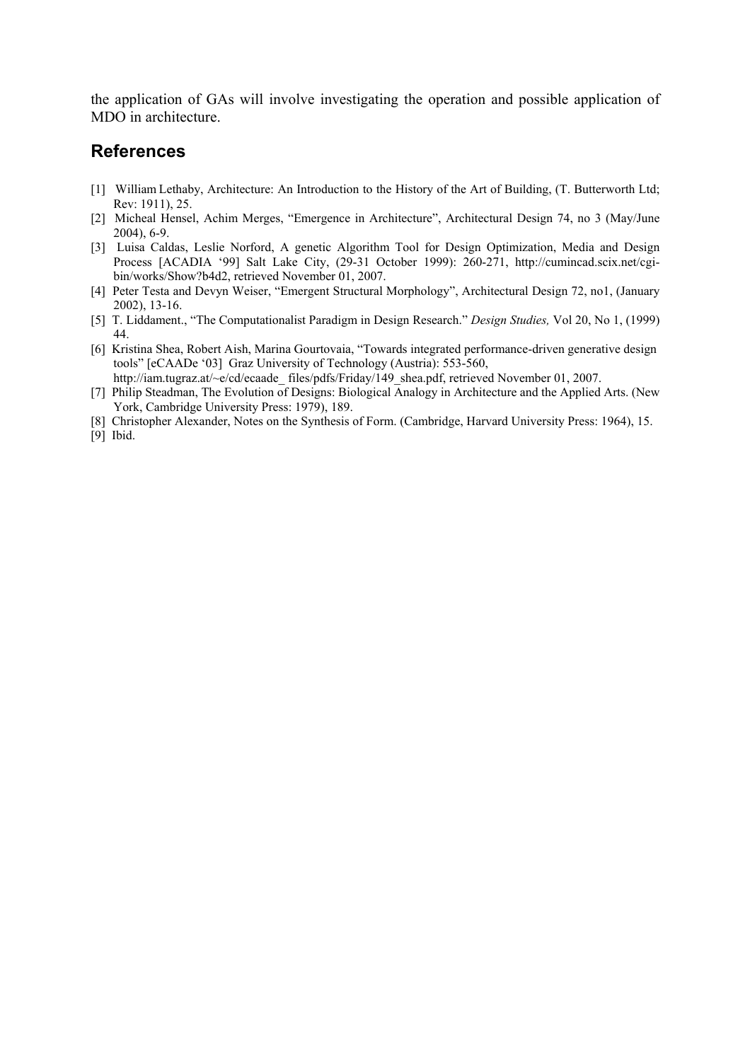the application of GAs will involve investigating the operation and possible application of MDO in architecture.

## References

[1] William Lethaby, Architecture: An Introduction to the History of the Art of Building, (T. Butterworth Ltd; Rev: 1911), 25.

[2] Micheal Hensel, Achim Merges, "Emergence in Architecture", Architectural Design 74, no 3 (May/June 2004), 6-9.

[3] Luisa Caldas, Leslie Norford, A genetic Algorithm Tool for Design Optimization, Media and Design Process [ACADIA '99] Salt Lake City, (29-31 October 1999): 260-271, http://cumincad.scix.net/cgi-bin/works/Show?b4d2, retrieved November 01, 2007.

[4] Peter Testa and Devyn Weiser, "Emergent Structural Morphology", Architectural Design 72, no1, (January 2002), 13-16.

[5] T. Liddament., "The Computationalist Paradigm in Design Research." *Design Studies,* Vol 20, No 1, (1999) 44.

[6] Kristina Shea, Robert Aish, Marina Gourtovaia, "Towards integrated performance-driven generative design tools" [eCAADe '03] Graz University of Technology (Austria): 553-560, http://iam.tugraz.at/~e/cd/ecaade_ files/pdfs/Friday/149_shea.pdf, retrieved November 01, 2007.

[7] Philip Steadman, The Evolution of Designs: Biological Analogy in Architecture and the Applied Arts. (New York, Cambridge University Press: 1979), 189.

[8] Christopher Alexander, Notes on the Synthesis of Form. (Cambridge, Harvard University Press: 1964), 15.

[9] Ibid.